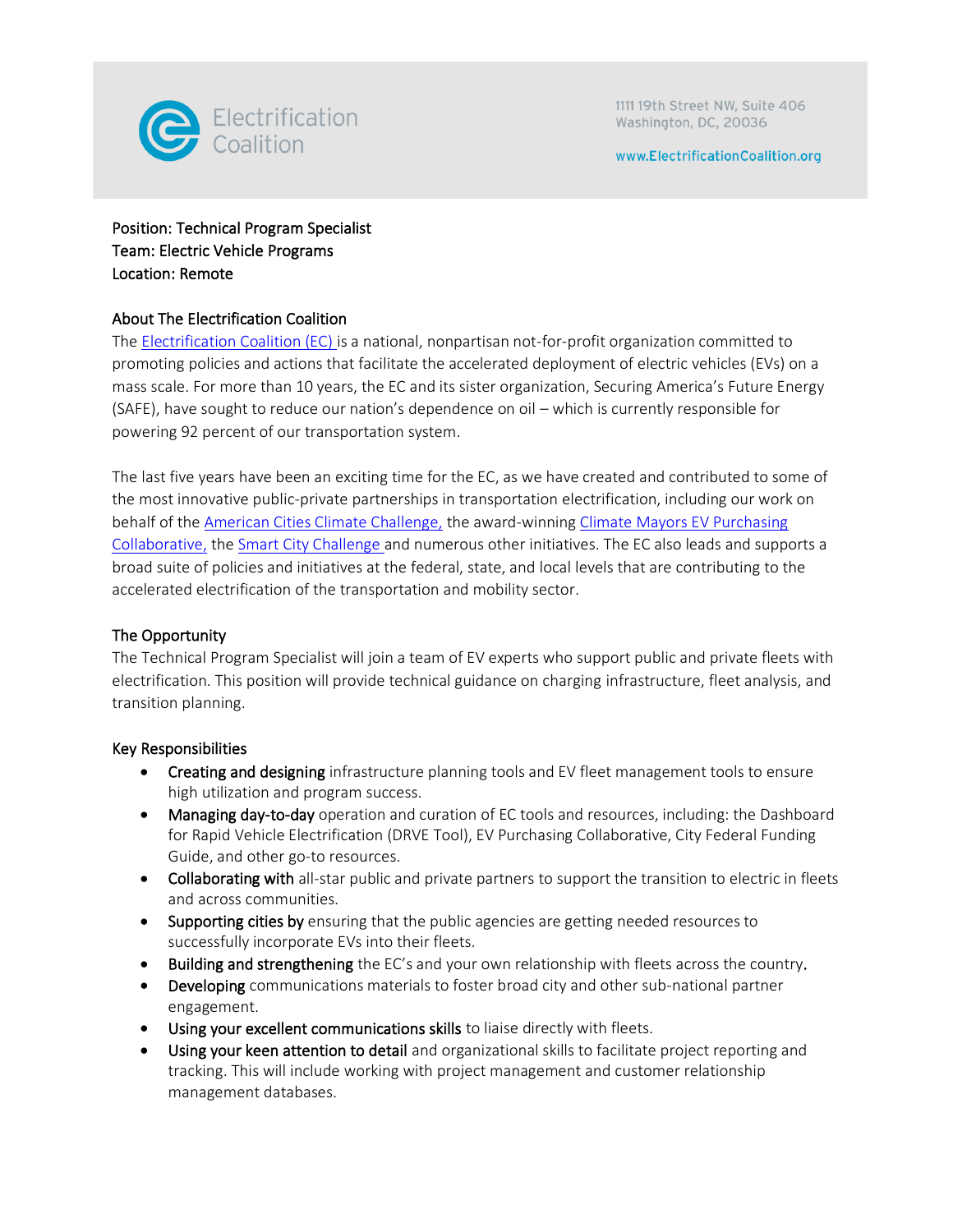Electrification Coalition

1111 19th Street NW, Suite 406
Washington, DC, 20036

www.ElectrificationCoalition.org

Position: Technical Program Specialist
Team: Electric Vehicle Programs
Location: Remote

## About The Electrification Coalition

The Electrification Coalition (EC) is a national, nonpartisan not-for-profit organization committed to promoting policies and actions that facilitate the accelerated deployment of electric vehicles (EVs) on a mass scale. For more than 10 years, the EC and its sister organization, Securing America's Future Energy (SAFE), have sought to reduce our nation's dependence on oil – which is currently responsible for powering 92 percent of our transportation system.

The last five years have been an exciting time for the EC, as we have created and contributed to some of the most innovative public-private partnerships in transportation electrification, including our work on behalf of the American Cities Climate Challenge, the award-winning Climate Mayors EV Purchasing Collaborative, the Smart City Challenge and numerous other initiatives. The EC also leads and supports a broad suite of policies and initiatives at the federal, state, and local levels that are contributing to the accelerated electrification of the transportation and mobility sector.

## The Opportunity

The Technical Program Specialist will join a team of EV experts who support public and private fleets with electrification. This position will provide technical guidance on charging infrastructure, fleet analysis, and transition planning.

## Key Responsibilities

- Creating and designing infrastructure planning tools and EV fleet management tools to ensure high utilization and program success.
- Managing day-to-day operation and curation of EC tools and resources, including: the Dashboard for Rapid Vehicle Electrification (DRVE Tool), EV Purchasing Collaborative, City Federal Funding Guide, and other go-to resources.
- Collaborating with all-star public and private partners to support the transition to electric in fleets and across communities.
- Supporting cities by ensuring that the public agencies are getting needed resources to successfully incorporate EVs into their fleets.
- Building and strengthening the EC's and your own relationship with fleets across the country.
- Developing communications materials to foster broad city and other sub-national partner engagement.
- Using your excellent communications skills to liaise directly with fleets.
- Using your keen attention to detail and organizational skills to facilitate project reporting and tracking. This will include working with project management and customer relationship management databases.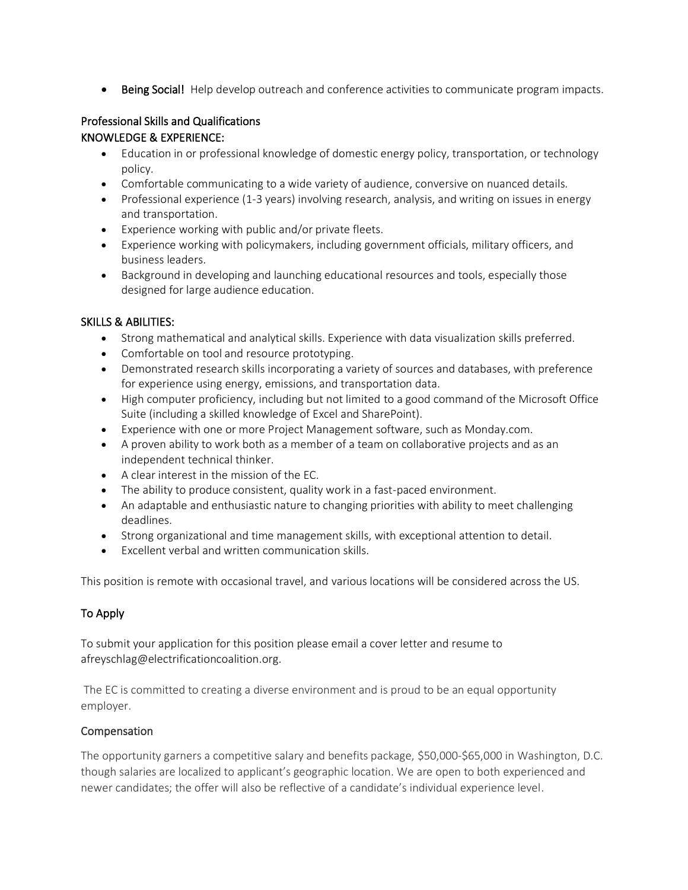- **Being Social!** Help develop outreach and conference activities to communicate program impacts.

## Professional Skills and Qualifications

### KNOWLEDGE & EXPERIENCE:

- Education in or professional knowledge of domestic energy policy, transportation, or technology policy.
- Comfortable communicating to a wide variety of audience, conversive on nuanced details.
- Professional experience (1-3 years) involving research, analysis, and writing on issues in energy and transportation.
- Experience working with public and/or private fleets.
- Experience working with policymakers, including government officials, military officers, and business leaders.
- Background in developing and launching educational resources and tools, especially those designed for large audience education.

### SKILLS & ABILITIES:

- Strong mathematical and analytical skills. Experience with data visualization skills preferred.
- Comfortable on tool and resource prototyping.
- Demonstrated research skills incorporating a variety of sources and databases, with preference for experience using energy, emissions, and transportation data.
- High computer proficiency, including but not limited to a good command of the Microsoft Office Suite (including a skilled knowledge of Excel and SharePoint).
- Experience with one or more Project Management software, such as Monday.com.
- A proven ability to work both as a member of a team on collaborative projects and as an independent technical thinker.
- A clear interest in the mission of the EC.
- The ability to produce consistent, quality work in a fast-paced environment.
- An adaptable and enthusiastic nature to changing priorities with ability to meet challenging deadlines.
- Strong organizational and time management skills, with exceptional attention to detail.
- Excellent verbal and written communication skills.

This position is remote with occasional travel, and various locations will be considered across the US.

## To Apply

To submit your application for this position please email a cover letter and resume to afreyschlag@electrificationcoalition.org.

The EC is committed to creating a diverse environment and is proud to be an equal opportunity employer.

## Compensation

The opportunity garners a competitive salary and benefits package, $50,000-$65,000 in Washington, D.C. though salaries are localized to applicant's geographic location. We are open to both experienced and newer candidates; the offer will also be reflective of a candidate's individual experience level.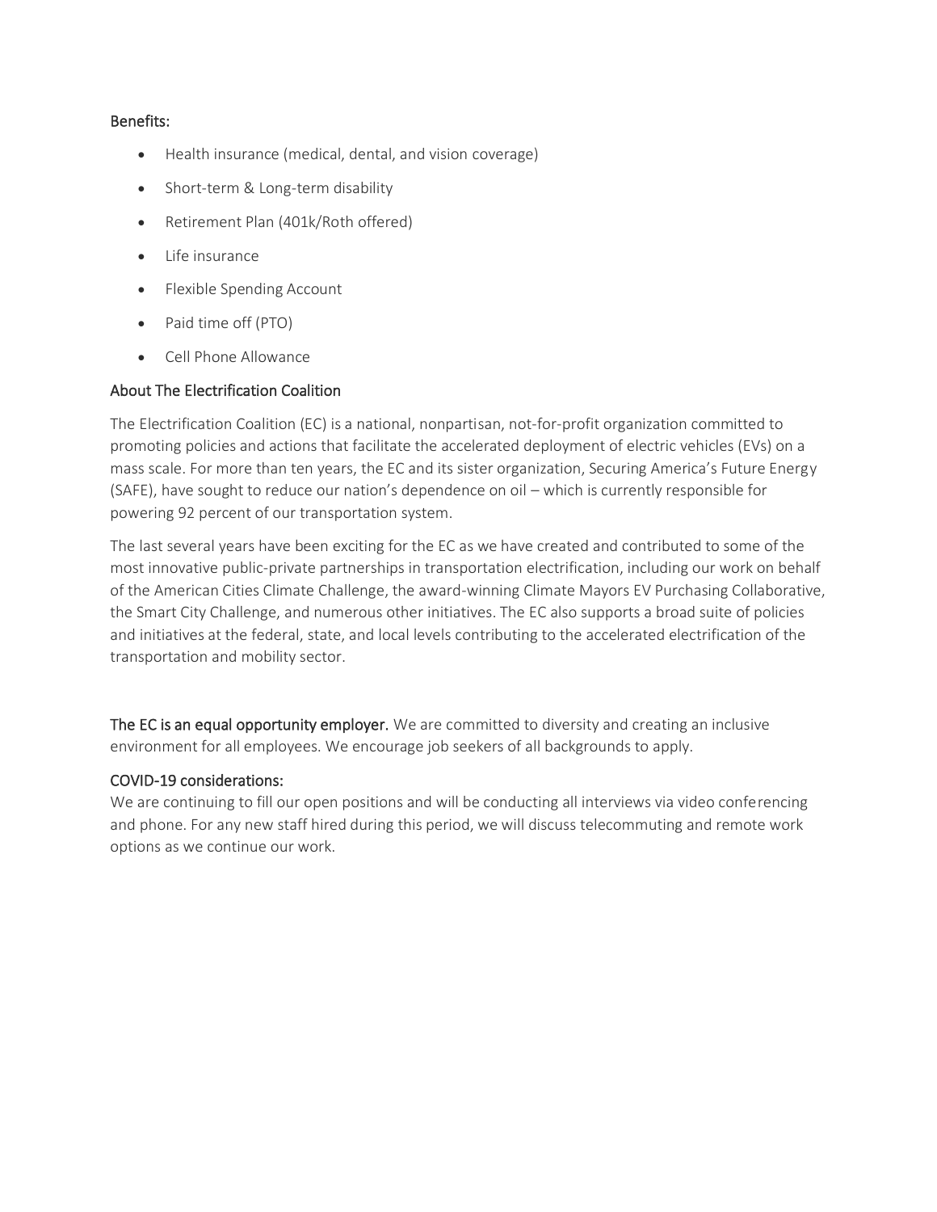Benefits:

- Health insurance (medical, dental, and vision coverage)
- Short-term & Long-term disability
- Retirement Plan (401k/Roth offered)
- Life insurance
- Flexible Spending Account
- Paid time off (PTO)
- Cell Phone Allowance

## About The Electrification Coalition

The Electrification Coalition (EC) is a national, nonpartisan, not-for-profit organization committed to promoting policies and actions that facilitate the accelerated deployment of electric vehicles (EVs) on a mass scale. For more than ten years, the EC and its sister organization, Securing America's Future Energy (SAFE), have sought to reduce our nation's dependence on oil – which is currently responsible for powering 92 percent of our transportation system.

The last several years have been exciting for the EC as we have created and contributed to some of the most innovative public-private partnerships in transportation electrification, including our work on behalf of the American Cities Climate Challenge, the award-winning Climate Mayors EV Purchasing Collaborative, the Smart City Challenge, and numerous other initiatives. The EC also supports a broad suite of policies and initiatives at the federal, state, and local levels contributing to the accelerated electrification of the transportation and mobility sector.

The EC is an equal opportunity employer. We are committed to diversity and creating an inclusive environment for all employees. We encourage job seekers of all backgrounds to apply.

## COVID-19 considerations:

We are continuing to fill our open positions and will be conducting all interviews via video conferencing and phone. For any new staff hired during this period, we will discuss telecommuting and remote work options as we continue our work.